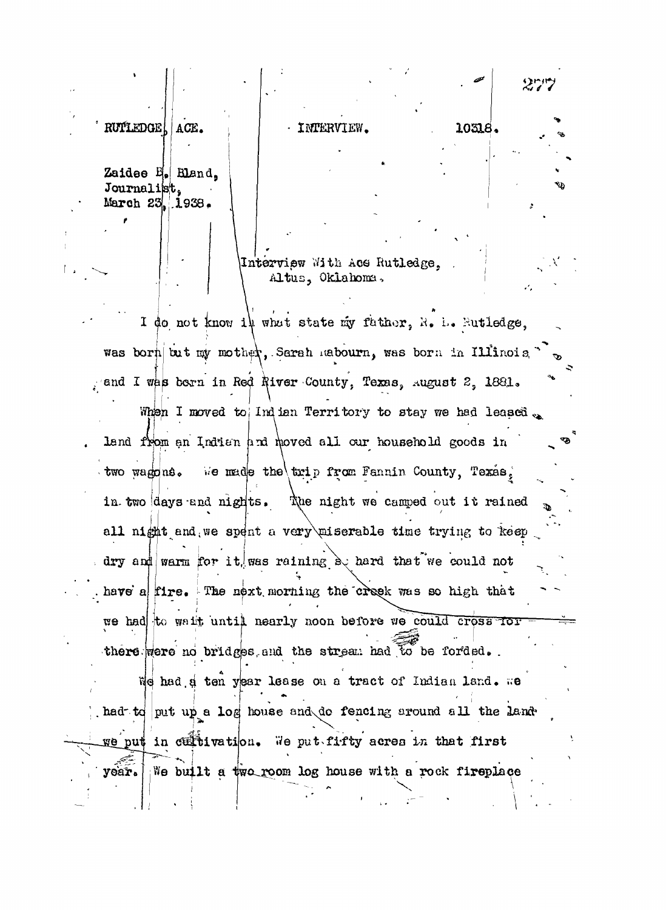RUTLEDGE, ACE. INTERVIEW. 10318.

Zaidee B. Bland,
Journalist,
March 23, 1938.

Interview With Ace Rutledge,
Altus, Oklahoma.

I do not know in what state my father, R. L. Rutledge, was born but my mother, Sarah Rabourn, was born in Illinois and I was born in Red River County, Texas, August 2, 1881.

When I moved to Indian Territory to stay we had leased land from an Indian and moved all our household goods in two wagons. We made the trip from Fannin County, Texas, in two days and nights. The night we camped out it rained all night and we spent a very miserable time trying to keep dry and warm for it was raining so hard that we could not have a fire. The next morning the creek was so high that we had to wait until nearly noon before we could cross for there were no bridges and the stream had to be forded.

We had a ten year lease on a tract of Indian land. We had to put up a log house and do fencing around all the land we put in cultivation. We put fifty acres in that first year. We built a two room log house with a rock fireplace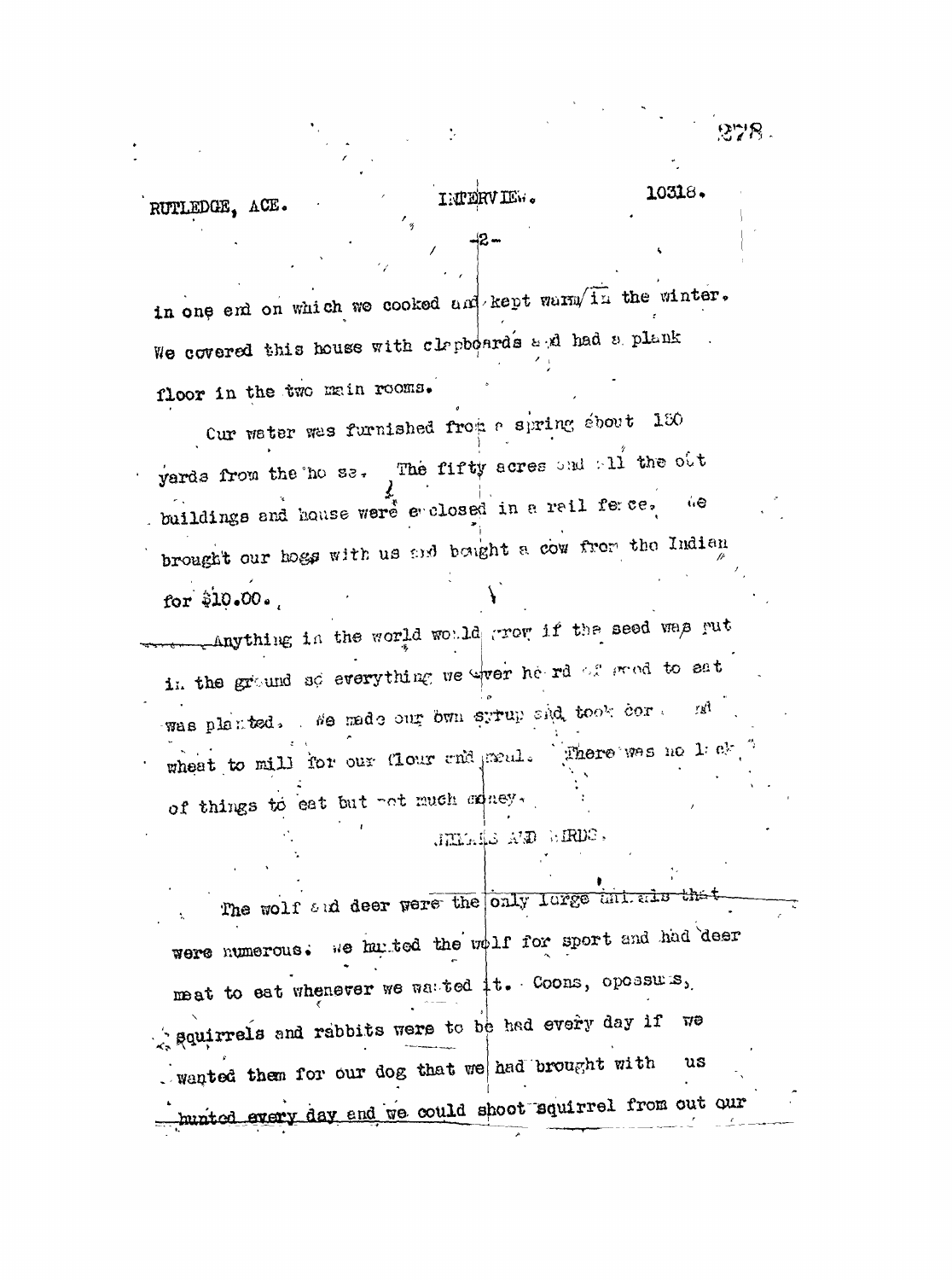in one end on which we cooked and kept warm in the winter. We covered this house with clapboards and had a plank floor in the two main rooms.

Our water was furnished from a spring about 150 yards from the house. The fifty acres and all the out buildings and house were enclosed in a rail fence. We brought our hogs with us and bought a cow from the Indian for $10.00.

Anything in the world would grow if the seed was put in the ground so everything we ever heard of good to eat was planted. We made our own syrup and took corn and wheat to mill for our flour and meal. There was no lack of things to eat but not much money.

## ANIMALS AND BIRDS.

The wolf and deer were the only large animals that were numerous. We hunted the wolf for sport and had deer meat to eat whenever we wanted it. Coons, opossums, squirrels and rabbits were to be had every day if we wanted them for our dog that we had brought with us hunted every day and we could shoot squirrel from out our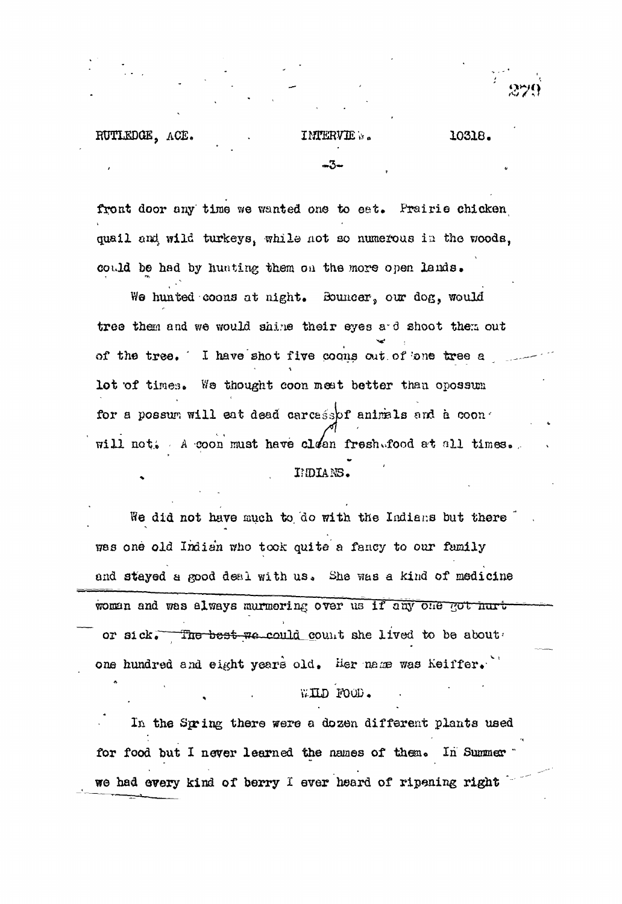front door any time we wanted one to eat. Prairie chicken quail and wild turkeys, while not so numerous in the woods, could be had by hunting them on the more open lands.

We hunted coons at night. Bouncer, our dog, would tree them and we would shine their eyes and shoot them out of the tree. I have shot five coons out of one tree a lot of times. We thought coon meat better than opossum for a possum will eat dead carcass of animals and a coon will not. A coon must have clean fresh food at all times.

## INDIANS.

We did not have much to do with the Indians but there was one old Indian who took quite a fancy to our family and stayed a good deal with us. She was a kind of medicine woman and was always murmering over us if any one got hurt or sick. The best we could count she lived to be about one hundred and eight years old. Her name was Keiffer.

## WILD FOOD.

In the Spring there were a dozen different plants used for food but I never learned the names of them. In Summer we had every kind of berry I ever heard of ripening right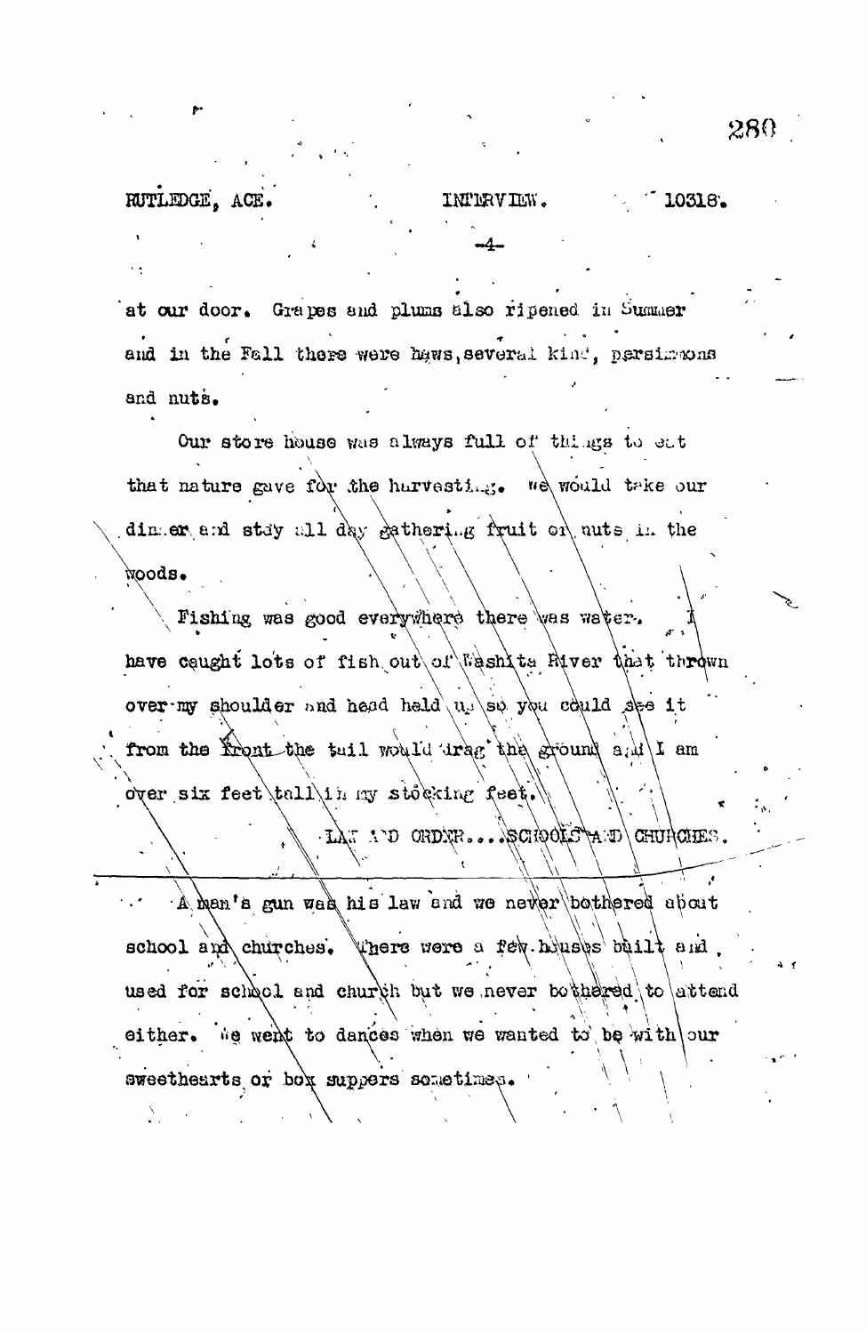at our door. Grapes and plums also ripened in Summer and in the Fall there were haws, several kind, persimmons and nuts.

Our store house was always full of things to eat that nature gave for the harvesting. We would take our dinner and stay all day gathering fruit or nuts in the woods.

Fishing was good everywhere there was water. I have caught lots of fish out of Washita River that thrown over my shoulder and head held up so you could see it from the front the tail would drag the ground and I am over six feet tall in my stocking feet.

LAW AND ORDER....SCHOOLS AND CHURCHES.

A man's gun was his law and we never bothered about school and churches. There were a few houses built and used for school and church but we never bothered to attend either. We went to dances when we wanted to be with our sweethearts or box suppers sometimes.